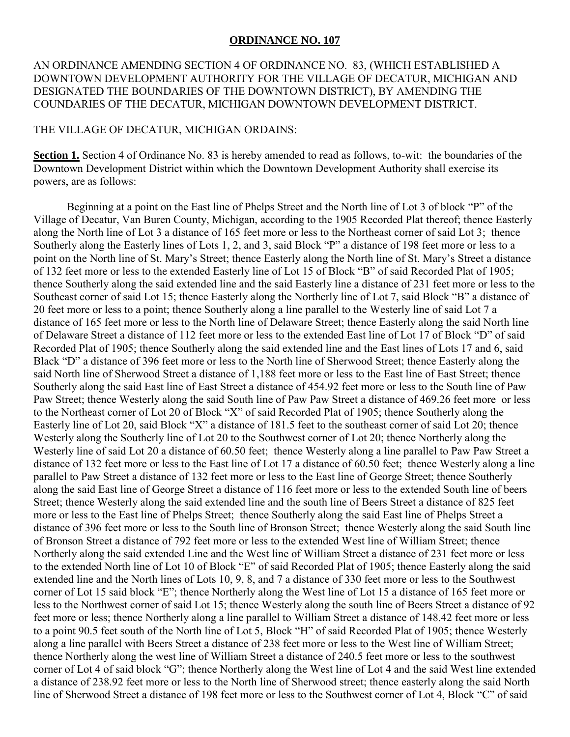**ORDINANCE NO. 107**

AN ORDINANCE AMENDING SECTION 4 OF ORDINANCE NO. 83, (WHICH ESTABLISHED A DOWNTOWN DEVELOPMENT AUTHORITY FOR THE VILLAGE OF DECATUR, MICHIGAN AND DESIGNATED THE BOUNDARIES OF THE DOWNTOWN DISTRICT), BY AMENDING THE COUNDARIES OF THE DECATUR, MICHIGAN DOWNTOWN DEVELOPMENT DISTRICT.

THE VILLAGE OF DECATUR, MICHIGAN ORDAINS:

**Section 1.** Section 4 of Ordinance No. 83 is hereby amended to read as follows, to-wit: the boundaries of the Downtown Development District within which the Downtown Development Authority shall exercise its powers, are as follows:

Beginning at a point on the East line of Phelps Street and the North line of Lot 3 of block "P" of the Village of Decatur, Van Buren County, Michigan, according to the 1905 Recorded Plat thereof; thence Easterly along the North line of Lot 3 a distance of 165 feet more or less to the Northeast corner of said Lot 3; thence Southerly along the Easterly lines of Lots 1, 2, and 3, said Block "P" a distance of 198 feet more or less to a point on the North line of St. Mary's Street; thence Easterly along the North line of St. Mary's Street a distance of 132 feet more or less to the extended Easterly line of Lot 15 of Block "B" of said Recorded Plat of 1905; thence Southerly along the said extended line and the said Easterly line a distance of 231 feet more or less to the Southeast corner of said Lot 15; thence Easterly along the Northerly line of Lot 7, said Block "B" a distance of 20 feet more or less to a point; thence Southerly along a line parallel to the Westerly line of said Lot 7 a distance of 165 feet more or less to the North line of Delaware Street; thence Easterly along the said North line of Delaware Street a distance of 112 feet more or less to the extended East line of Lot 17 of Block "D" of said Recorded Plat of 1905; thence Southerly along the said extended line and the East lines of Lots 17 and 6, said Black "D" a distance of 396 feet more or less to the North line of Sherwood Street; thence Easterly along the said North line of Sherwood Street a distance of 1,188 feet more or less to the East line of East Street; thence Southerly along the said East line of East Street a distance of 454.92 feet more or less to the South line of Paw Paw Street; thence Westerly along the said South line of Paw Paw Street a distance of 469.26 feet more or less to the Northeast corner of Lot 20 of Block "X" of said Recorded Plat of 1905; thence Southerly along the Easterly line of Lot 20, said Block "X" a distance of 181.5 feet to the southeast corner of said Lot 20; thence Westerly along the Southerly line of Lot 20 to the Southwest corner of Lot 20; thence Northerly along the Westerly line of said Lot 20 a distance of 60.50 feet; thence Westerly along a line parallel to Paw Paw Street a distance of 132 feet more or less to the East line of Lot 17 a distance of 60.50 feet; thence Westerly along a line parallel to Paw Street a distance of 132 feet more or less to the East line of George Street; thence Southerly along the said East line of George Street a distance of 116 feet more or less to the extended South line of beers Street; thence Westerly along the said extended line and the south line of Beers Street a distance of 825 feet more or less to the East line of Phelps Street; thence Southerly along the said East line of Phelps Street a distance of 396 feet more or less to the South line of Bronson Street; thence Westerly along the said South line of Bronson Street a distance of 792 feet more or less to the extended West line of William Street; thence Northerly along the said extended Line and the West line of William Street a distance of 231 feet more or less to the extended North line of Lot 10 of Block "E" of said Recorded Plat of 1905; thence Easterly along the said extended line and the North lines of Lots 10, 9, 8, and 7 a distance of 330 feet more or less to the Southwest corner of Lot 15 said block "E"; thence Northerly along the West line of Lot 15 a distance of 165 feet more or less to the Northwest corner of said Lot 15; thence Westerly along the south line of Beers Street a distance of 92 feet more or less; thence Northerly along a line parallel to William Street a distance of 148.42 feet more or less to a point 90.5 feet south of the North line of Lot 5, Block "H" of said Recorded Plat of 1905; thence Westerly along a line parallel with Beers Street a distance of 238 feet more or less to the West line of William Street; thence Northerly along the west line of William Street a distance of 240.5 feet more or less to the southwest corner of Lot 4 of said block "G"; thence Northerly along the West line of Lot 4 and the said West line extended a distance of 238.92 feet more or less to the North line of Sherwood street; thence easterly along the said North line of Sherwood Street a distance of 198 feet more or less to the Southwest corner of Lot 4, Block "C" of said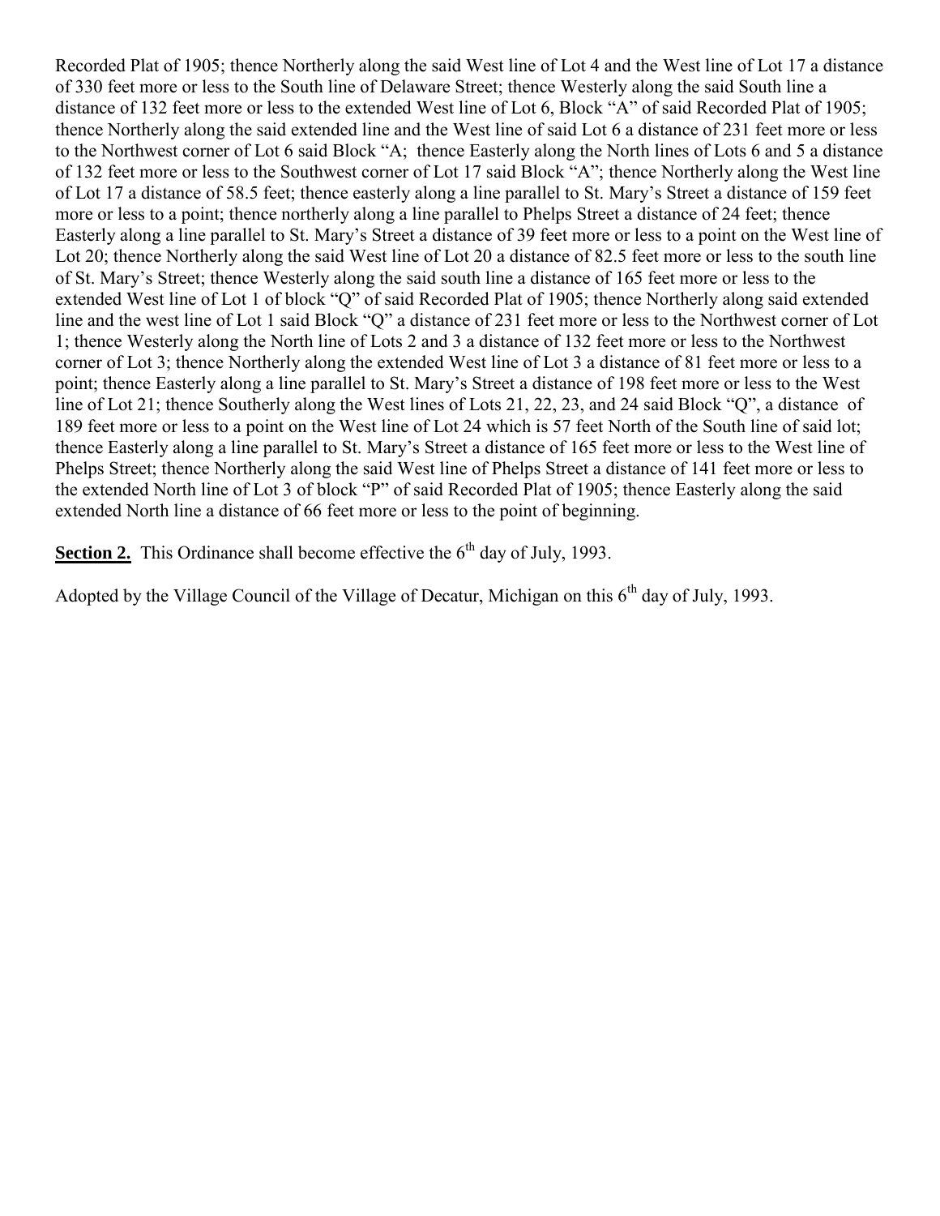Recorded Plat of 1905; thence Northerly along the said West line of Lot 4 and the West line of Lot 17 a distance of 330 feet more or less to the South line of Delaware Street; thence Westerly along the said South line a distance of 132 feet more or less to the extended West line of Lot 6, Block "A" of said Recorded Plat of 1905; thence Northerly along the said extended line and the West line of said Lot 6 a distance of 231 feet more or less to the Northwest corner of Lot 6 said Block "A; thence Easterly along the North lines of Lots 6 and 5 a distance of 132 feet more or less to the Southwest corner of Lot 17 said Block "A"; thence Northerly along the West line of Lot 17 a distance of 58.5 feet; thence easterly along a line parallel to St. Mary's Street a distance of 159 feet more or less to a point; thence northerly along a line parallel to Phelps Street a distance of 24 feet; thence Easterly along a line parallel to St. Mary's Street a distance of 39 feet more or less to a point on the West line of Lot 20; thence Northerly along the said West line of Lot 20 a distance of 82.5 feet more or less to the south line of St. Mary's Street; thence Westerly along the said south line a distance of 165 feet more or less to the extended West line of Lot 1 of block "Q" of said Recorded Plat of 1905; thence Northerly along said extended line and the west line of Lot 1 said Block "Q" a distance of 231 feet more or less to the Northwest corner of Lot 1; thence Westerly along the North line of Lots 2 and 3 a distance of 132 feet more or less to the Northwest corner of Lot 3; thence Northerly along the extended West line of Lot 3 a distance of 81 feet more or less to a point; thence Easterly along a line parallel to St. Mary's Street a distance of 198 feet more or less to the West line of Lot 21; thence Southerly along the West lines of Lots 21, 22, 23, and 24 said Block "Q", a distance of 189 feet more or less to a point on the West line of Lot 24 which is 57 feet North of the South line of said lot; thence Easterly along a line parallel to St. Mary's Street a distance of 165 feet more or less to the West line of Phelps Street; thence Northerly along the said West line of Phelps Street a distance of 141 feet more or less to the extended North line of Lot 3 of block "P" of said Recorded Plat of 1905; thence Easterly along the said extended North line a distance of 66 feet more or less to the point of beginning.

**Section 2.** This Ordinance shall become effective the 6th day of July, 1993.

Adopted by the Village Council of the Village of Decatur, Michigan on this 6th day of July, 1993.